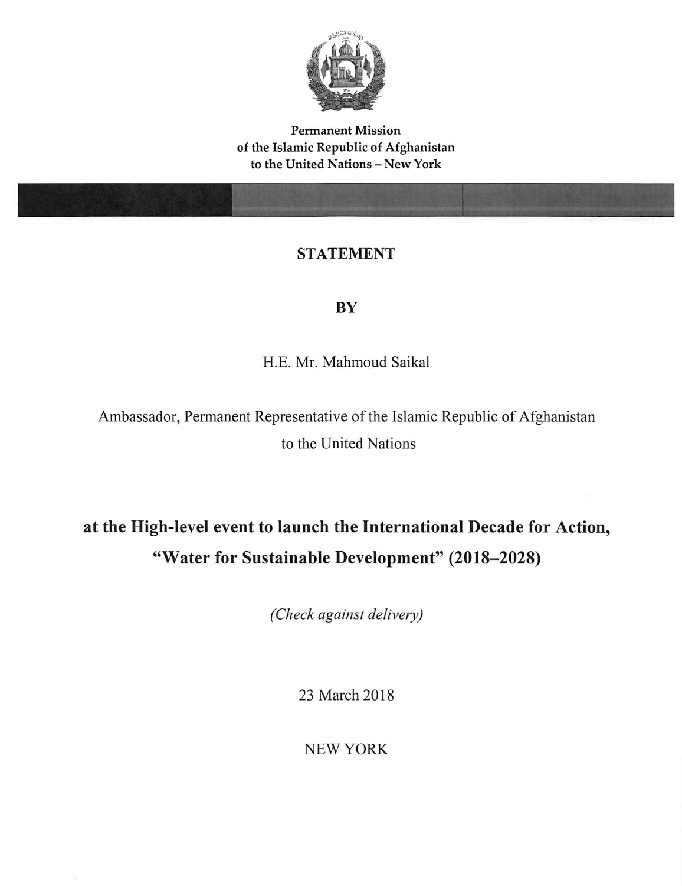**Permanent Mission**
**of the Islamic Republic of Afghanistan**
**to the United Nations – New York**

# STATEMENT

## BY

H.E. Mr. Mahmoud Saikal

Ambassador, Permanent Representative of the Islamic Republic of Afghanistan to the United Nations

## at the High-level event to launch the International Decade for Action, "Water for Sustainable Development" (2018–2028)

*(Check against delivery)*

23 March 2018

NEW YORK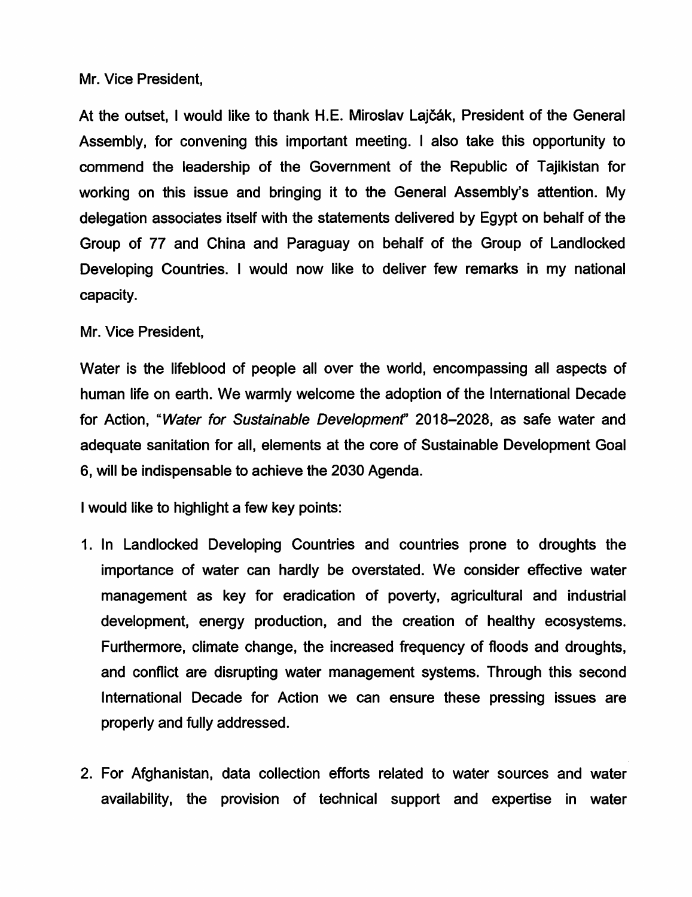Mr. Vice President,

At the outset, I would like to thank H.E. Miroslav Lajčák, President of the General Assembly, for convening this important meeting. I also take this opportunity to commend the leadership of the Government of the Republic of Tajikistan for working on this issue and bringing it to the General Assembly's attention. My delegation associates itself with the statements delivered by Egypt on behalf of the Group of 77 and China and Paraguay on behalf of the Group of Landlocked Developing Countries. I would now like to deliver few remarks in my national capacity.

Mr. Vice President,

Water is the lifeblood of people all over the world, encompassing all aspects of human life on earth. We warmly welcome the adoption of the International Decade for Action, "*Water for Sustainable Development*" 2018–2028, as safe water and adequate sanitation for all, elements at the core of Sustainable Development Goal 6, will be indispensable to achieve the 2030 Agenda.

I would like to highlight a few key points:

1. In Landlocked Developing Countries and countries prone to droughts the importance of water can hardly be overstated. We consider effective water management as key for eradication of poverty, agricultural and industrial development, energy production, and the creation of healthy ecosystems. Furthermore, climate change, the increased frequency of floods and droughts, and conflict are disrupting water management systems. Through this second International Decade for Action we can ensure these pressing issues are properly and fully addressed.

2. For Afghanistan, data collection efforts related to water sources and water availability, the provision of technical support and expertise in water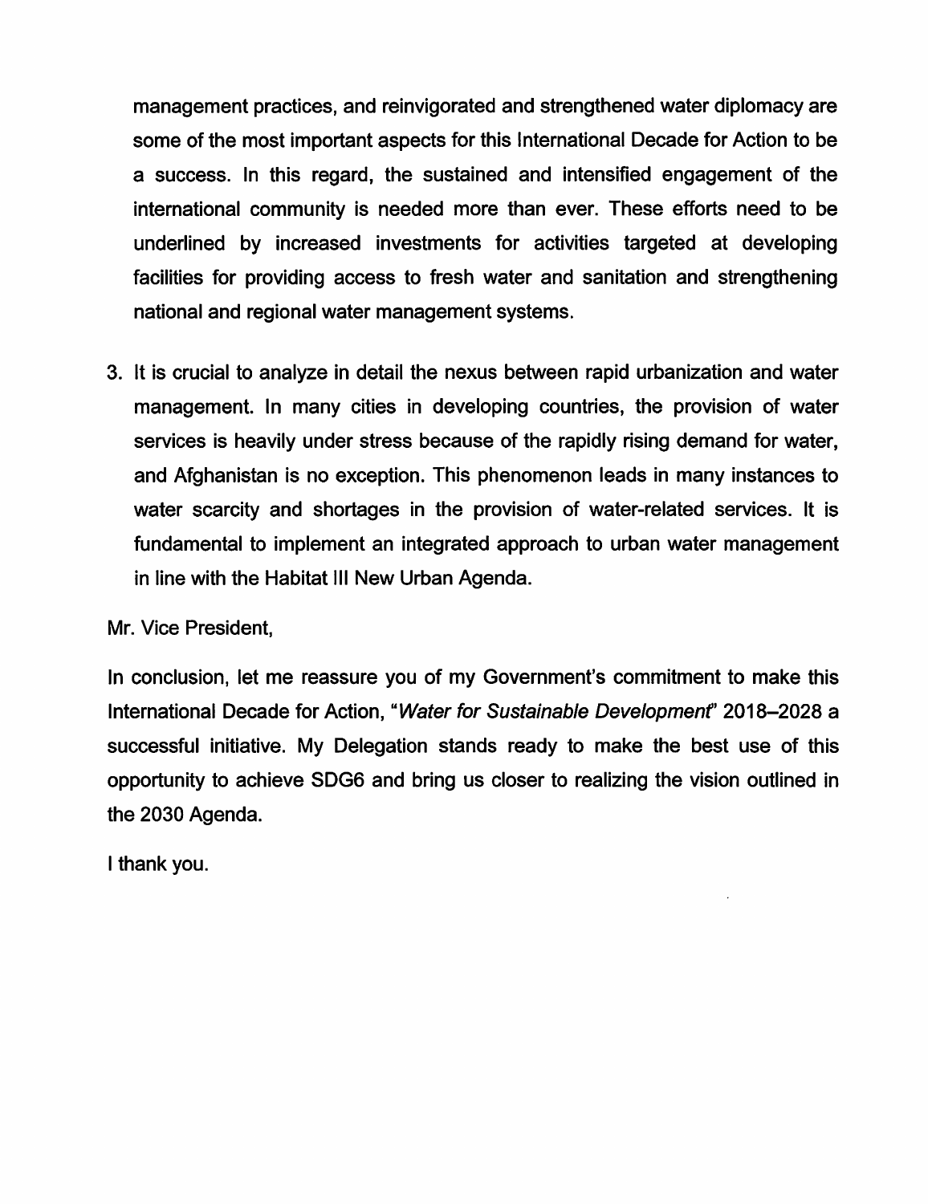management practices, and reinvigorated and strengthened water diplomacy are some of the most important aspects for this International Decade for Action to be a success. In this regard, the sustained and intensified engagement of the international community is needed more than ever. These efforts need to be underlined by increased investments for activities targeted at developing facilities for providing access to fresh water and sanitation and strengthening national and regional water management systems.

3. It is crucial to analyze in detail the nexus between rapid urbanization and water management. In many cities in developing countries, the provision of water services is heavily under stress because of the rapidly rising demand for water, and Afghanistan is no exception. This phenomenon leads in many instances to water scarcity and shortages in the provision of water-related services. It is fundamental to implement an integrated approach to urban water management in line with the Habitat III New Urban Agenda.

Mr. Vice President,

In conclusion, let me reassure you of my Government's commitment to make this International Decade for Action, "*Water for Sustainable Development*" 2018–2028 a successful initiative. My Delegation stands ready to make the best use of this opportunity to achieve SDG6 and bring us closer to realizing the vision outlined in the 2030 Agenda.

I thank you.